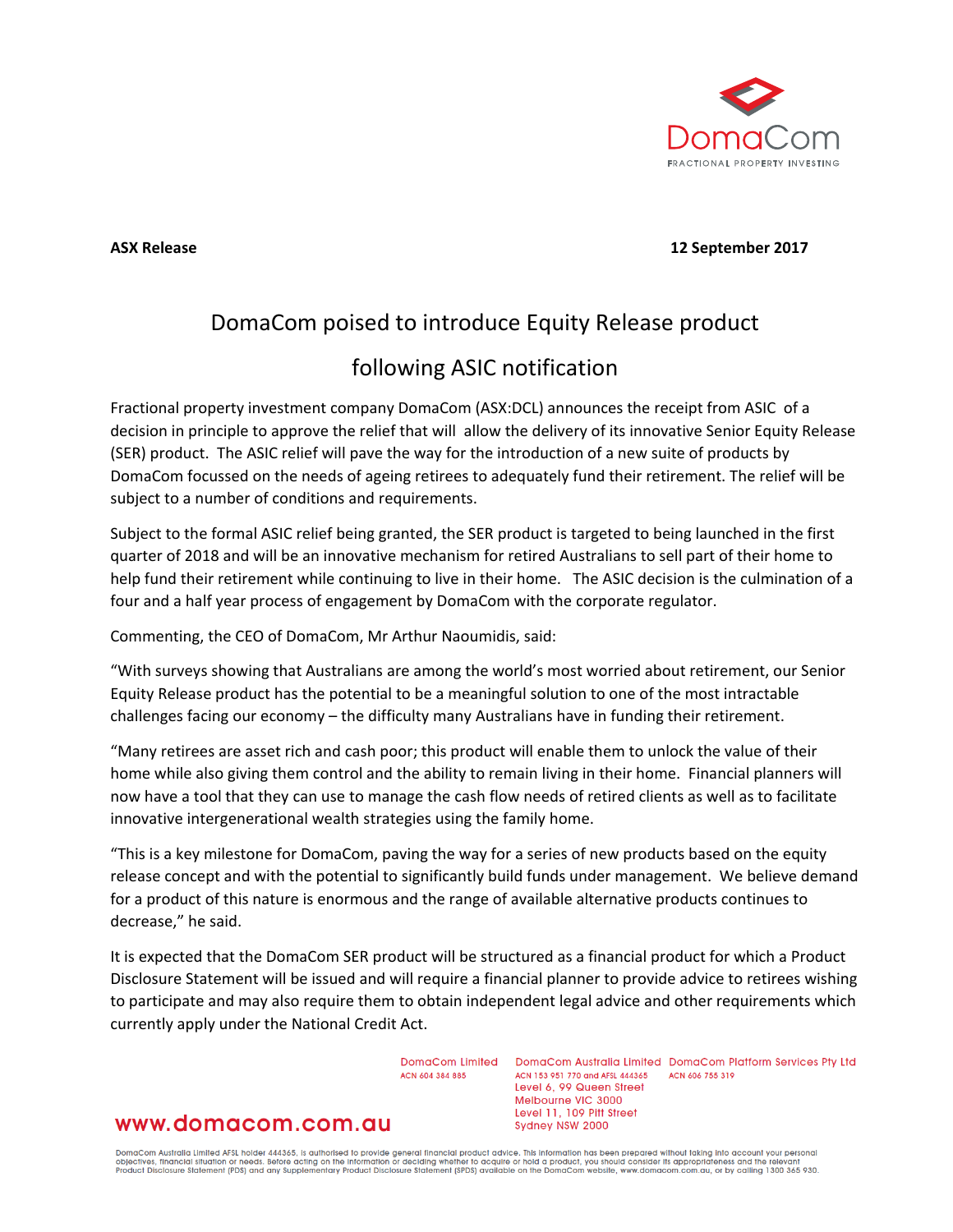DomaCom
FRACTIONAL PROPERTY INVESTING

**ASX Release** **12 September 2017**

# DomaCom poised to introduce Equity Release product following ASIC notification

Fractional property investment company DomaCom (ASX:DCL) announces the receipt from ASIC of a decision in principle to approve the relief that will allow the delivery of its innovative Senior Equity Release (SER) product. The ASIC relief will pave the way for the introduction of a new suite of products by DomaCom focussed on the needs of ageing retirees to adequately fund their retirement. The relief will be subject to a number of conditions and requirements.

Subject to the formal ASIC relief being granted, the SER product is targeted to being launched in the first quarter of 2018 and will be an innovative mechanism for retired Australians to sell part of their home to help fund their retirement while continuing to live in their home. The ASIC decision is the culmination of a four and a half year process of engagement by DomaCom with the corporate regulator.

Commenting, the CEO of DomaCom, Mr Arthur Naoumidis, said:

"With surveys showing that Australians are among the world's most worried about retirement, our Senior Equity Release product has the potential to be a meaningful solution to one of the most intractable challenges facing our economy – the difficulty many Australians have in funding their retirement.

"Many retirees are asset rich and cash poor; this product will enable them to unlock the value of their home while also giving them control and the ability to remain living in their home. Financial planners will now have a tool that they can use to manage the cash flow needs of retired clients as well as to facilitate innovative intergenerational wealth strategies using the family home.

"This is a key milestone for DomaCom, paving the way for a series of new products based on the equity release concept and with the potential to significantly build funds under management. We believe demand for a product of this nature is enormous and the range of available alternative products continues to decrease," he said.

It is expected that the DomaCom SER product will be structured as a financial product for which a Product Disclosure Statement will be issued and will require a financial planner to provide advice to retirees wishing to participate and may also require them to obtain independent legal advice and other requirements which currently apply under the National Credit Act.

DomaCom Limited
ACN 604 384 885

DomaCom Australia Limited
ACN 153 951 770 and AFSL 444365
Level 6, 99 Queen Street
Melbourne VIC 3000
Level 11, 109 Pitt Street
Sydney NSW 2000

DomaCom Platform Services Pty Ltd
ACN 606 755 319

www.domacom.com.au

DomaCom Australia Limited AFSL holder 444365, is authorised to provide general financial product advice. This information has been prepared without taking into account your personal objectives, financial situation or needs. Before acting on the information or deciding whether to acquire or hold a product, you should consider its appropriateness and the relevant Product Disclosure Statement (PDS) and any Supplementary Product Disclosure Statement (SPDS) available on the DomaCom website, www.domacom.com.au, or by calling 1300 365 930.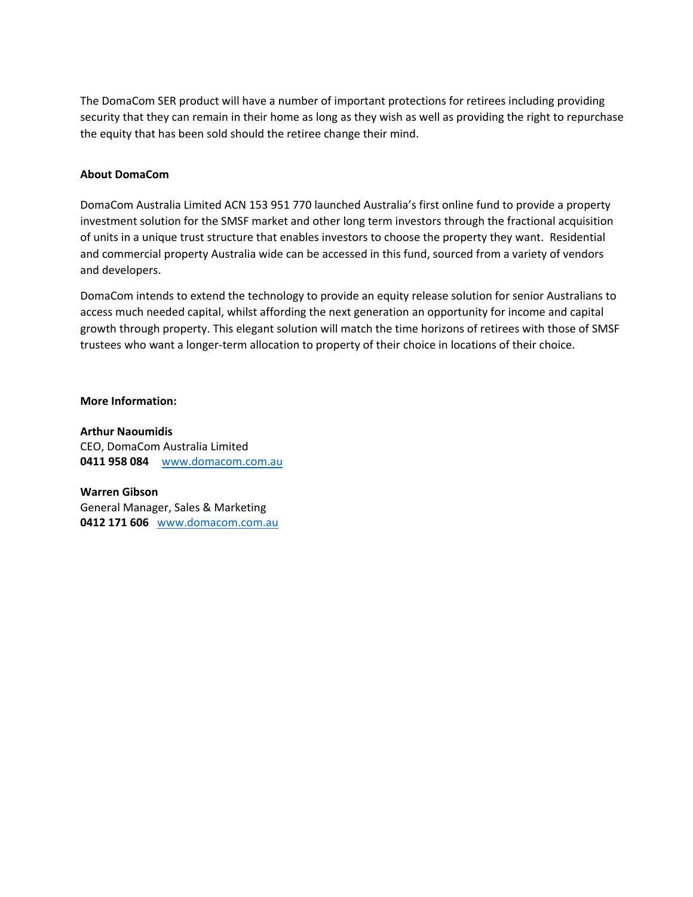The DomaCom SER product will have a number of important protections for retirees including providing security that they can remain in their home as long as they wish as well as providing the right to repurchase the equity that has been sold should the retiree change their mind.

**About DomaCom**

DomaCom Australia Limited ACN 153 951 770 launched Australia's first online fund to provide a property investment solution for the SMSF market and other long term investors through the fractional acquisition of units in a unique trust structure that enables investors to choose the property they want. Residential and commercial property Australia wide can be accessed in this fund, sourced from a variety of vendors and developers.

DomaCom intends to extend the technology to provide an equity release solution for senior Australians to access much needed capital, whilst affording the next generation an opportunity for income and capital growth through property. This elegant solution will match the time horizons of retirees with those of SMSF trustees who want a longer-term allocation to property of their choice in locations of their choice.

**More Information:**

**Arthur Naoumidis**
CEO, DomaCom Australia Limited
**0411 958 084** www.domacom.com.au

**Warren Gibson**
General Manager, Sales & Marketing
**0412 171 606** www.domacom.com.au